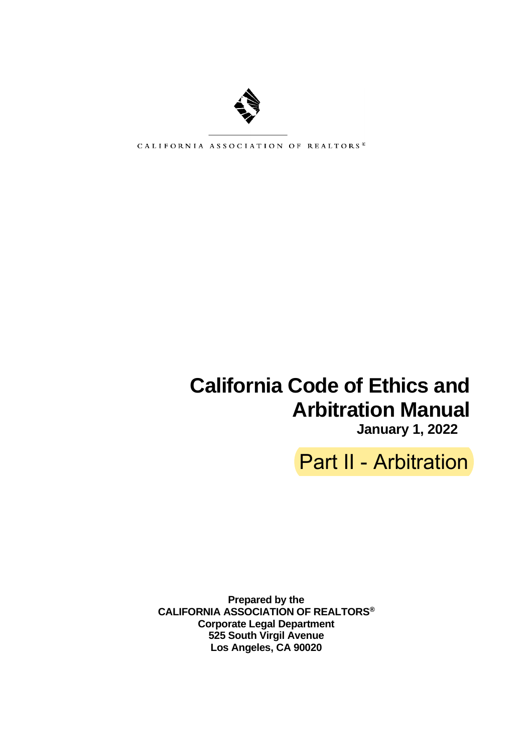CALIFORNIA ASSOCIATION OF REALTORS®

# California Code of Ethics and Arbitration Manual

**January 1, 2022**

## Part II - Arbitration

**Prepared by the**
**CALIFORNIA ASSOCIATION OF REALTORS®**
**Corporate Legal Department**
**525 South Virgil Avenue**
**Los Angeles, CA 90020**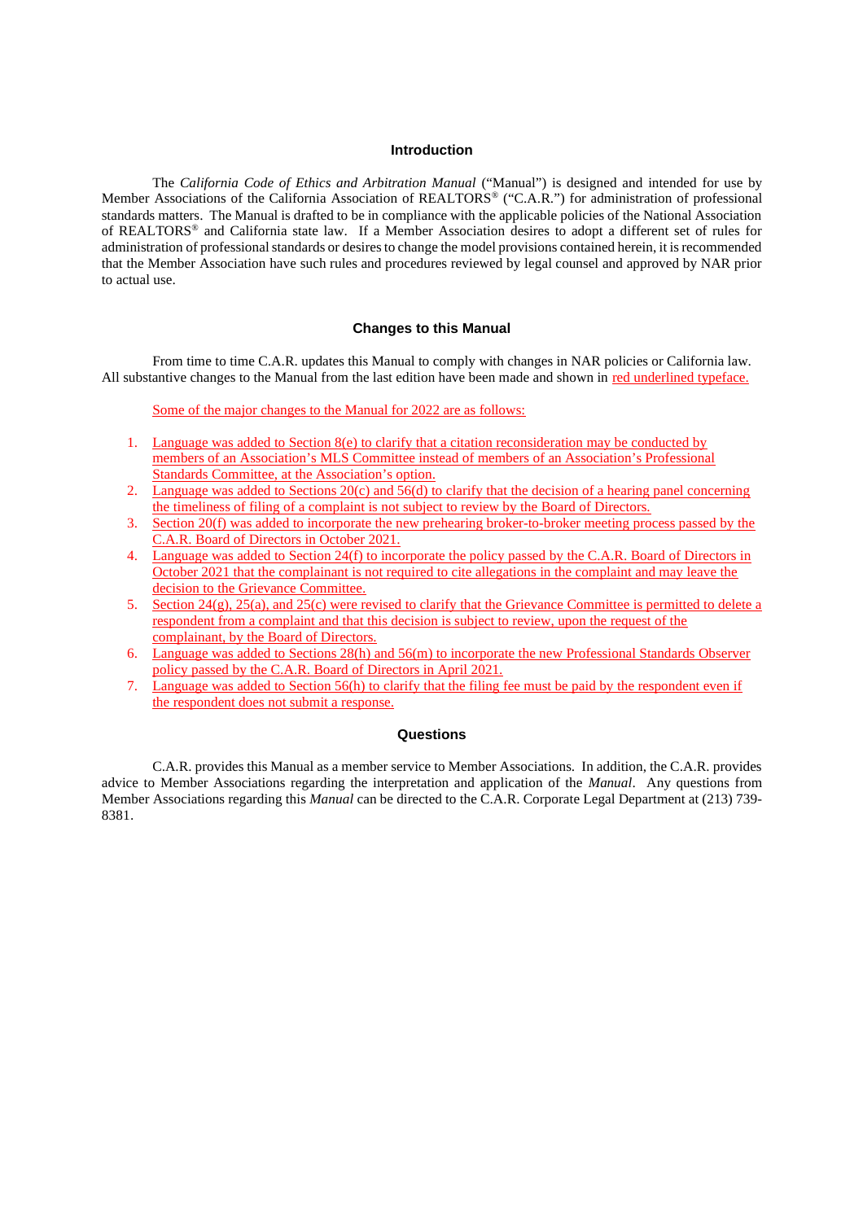## Introduction

The *California Code of Ethics and Arbitration Manual* ("Manual") is designed and intended for use by Member Associations of the California Association of REALTORS® ("C.A.R.") for administration of professional standards matters. The Manual is drafted to be in compliance with the applicable policies of the National Association of REALTORS® and California state law. If a Member Association desires to adopt a different set of rules for administration of professional standards or desires to change the model provisions contained herein, it is recommended that the Member Association have such rules and procedures reviewed by legal counsel and approved by NAR prior to actual use.

## Changes to this Manual

From time to time C.A.R. updates this Manual to comply with changes in NAR policies or California law. All substantive changes to the Manual from the last edition have been made and shown in red underlined typeface.

Some of the major changes to the Manual for 2022 are as follows:

1. Language was added to Section 8(e) to clarify that a citation reconsideration may be conducted by members of an Association's MLS Committee instead of members of an Association's Professional Standards Committee, at the Association's option.
2. Language was added to Sections 20(c) and 56(d) to clarify that the decision of a hearing panel concerning the timeliness of filing of a complaint is not subject to review by the Board of Directors.
3. Section 20(f) was added to incorporate the new prehearing broker-to-broker meeting process passed by the C.A.R. Board of Directors in October 2021.
4. Language was added to Section 24(f) to incorporate the policy passed by the C.A.R. Board of Directors in October 2021 that the complainant is not required to cite allegations in the complaint and may leave the decision to the Grievance Committee.
5. Section 24(g), 25(a), and 25(c) were revised to clarify that the Grievance Committee is permitted to delete a respondent from a complaint and that this decision is subject to review, upon the request of the complainant, by the Board of Directors.
6. Language was added to Sections 28(h) and 56(m) to incorporate the new Professional Standards Observer policy passed by the C.A.R. Board of Directors in April 2021.
7. Language was added to Section 56(h) to clarify that the filing fee must be paid by the respondent even if the respondent does not submit a response.

## Questions

C.A.R. provides this Manual as a member service to Member Associations. In addition, the C.A.R. provides advice to Member Associations regarding the interpretation and application of the *Manual*. Any questions from Member Associations regarding this *Manual* can be directed to the C.A.R. Corporate Legal Department at (213) 739-8381.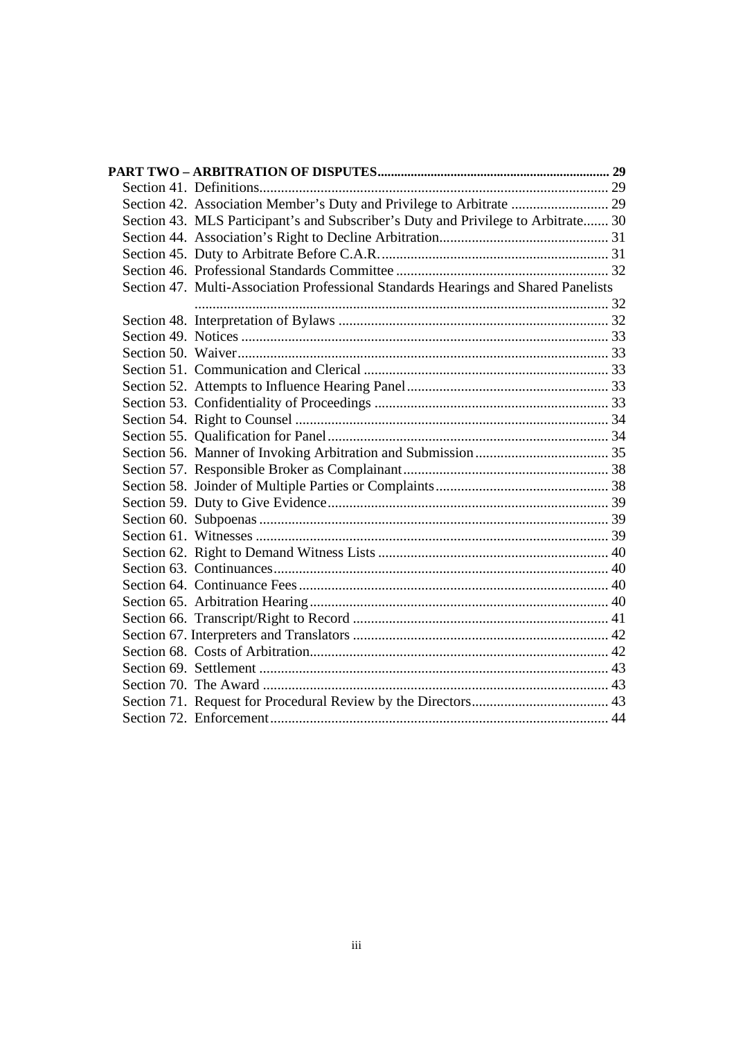**PART TWO – ARBITRATION OF DISPUTES....................................................................... 29**

Section 41. Definitions.................................................................................................. 29
Section 42. Association Member's Duty and Privilege to Arbitrate ........................... 29
Section 43. MLS Participant's and Subscriber's Duty and Privilege to Arbitrate....... 30
Section 44. Association's Right to Decline Arbitration............................................... 31
Section 45. Duty to Arbitrate Before C.A.R................................................................ 31
Section 46. Professional Standards Committee ........................................................... 32
Section 47. Multi-Association Professional Standards Hearings and Shared Panelists ................................................................................................................... 32
Section 48. Interpretation of Bylaws ........................................................................... 32
Section 49. Notices ...................................................................................................... 33
Section 50. Waiver....................................................................................................... 33
Section 51. Communication and Clerical .................................................................... 33
Section 52. Attempts to Influence Hearing Panel........................................................ 33
Section 53. Confidentiality of Proceedings ................................................................. 33
Section 54. Right to Counsel ....................................................................................... 34
Section 55. Qualification for Panel.............................................................................. 34
Section 56. Manner of Invoking Arbitration and Submission..................................... 35
Section 57. Responsible Broker as Complainant......................................................... 38
Section 58. Joinder of Multiple Parties or Complaints................................................ 38
Section 59. Duty to Give Evidence.............................................................................. 39
Section 60. Subpoenas ................................................................................................. 39
Section 61. Witnesses .................................................................................................. 39
Section 62. Right to Demand Witness Lists ................................................................ 40
Section 63. Continuances............................................................................................. 40
Section 64. Continuance Fees...................................................................................... 40
Section 65. Arbitration Hearing................................................................................... 40
Section 66. Transcript/Right to Record ....................................................................... 41
Section 67. Interpreters and Translators ....................................................................... 42
Section 68. Costs of Arbitration................................................................................... 42
Section 69. Settlement ................................................................................................. 43
Section 70. The Award ................................................................................................ 43
Section 71. Request for Procedural Review by the Directors...................................... 43
Section 72. Enforcement.............................................................................................. 44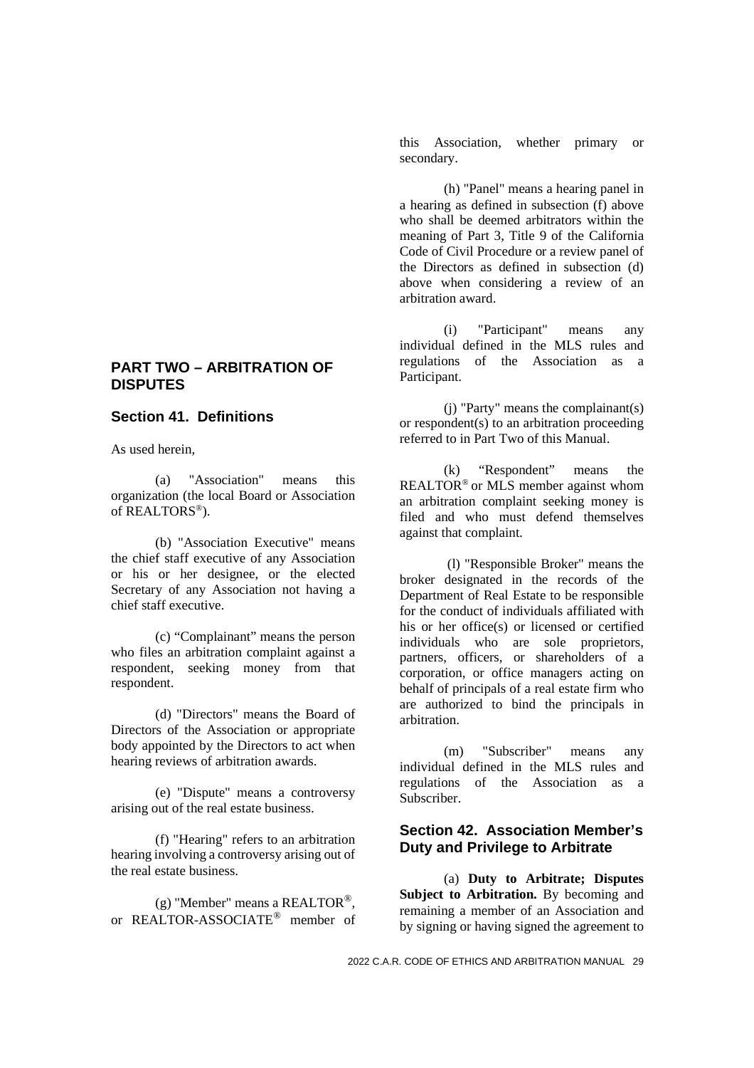## PART TWO – ARBITRATION OF DISPUTES

### Section 41. Definitions

As used herein,

(a) "Association" means this organization (the local Board or Association of REALTORS®).

(b) "Association Executive" means the chief staff executive of any Association or his or her designee, or the elected Secretary of any Association not having a chief staff executive.

(c) "Complainant" means the person who files an arbitration complaint against a respondent, seeking money from that respondent.

(d) "Directors" means the Board of Directors of the Association or appropriate body appointed by the Directors to act when hearing reviews of arbitration awards.

(e) "Dispute" means a controversy arising out of the real estate business.

(f) "Hearing" refers to an arbitration hearing involving a controversy arising out of the real estate business.

(g) "Member" means a REALTOR®, or REALTOR-ASSOCIATE® member of this Association, whether primary or secondary.

(h) "Panel" means a hearing panel in a hearing as defined in subsection (f) above who shall be deemed arbitrators within the meaning of Part 3, Title 9 of the California Code of Civil Procedure or a review panel of the Directors as defined in subsection (d) above when considering a review of an arbitration award.

(i) "Participant" means any individual defined in the MLS rules and regulations of the Association as a Participant.

(j) "Party" means the complainant(s) or respondent(s) to an arbitration proceeding referred to in Part Two of this Manual.

(k) "Respondent" means the REALTOR® or MLS member against whom an arbitration complaint seeking money is filed and who must defend themselves against that complaint.

(l) "Responsible Broker" means the broker designated in the records of the Department of Real Estate to be responsible for the conduct of individuals affiliated with his or her office(s) or licensed or certified individuals who are sole proprietors, partners, officers, or shareholders of a corporation, or office managers acting on behalf of principals of a real estate firm who are authorized to bind the principals in arbitration.

(m) "Subscriber" means any individual defined in the MLS rules and regulations of the Association as a Subscriber.

### Section 42. Association Member's Duty and Privilege to Arbitrate

(a) **Duty to Arbitrate; Disputes Subject to Arbitration.** By becoming and remaining a member of an Association and by signing or having signed the agreement to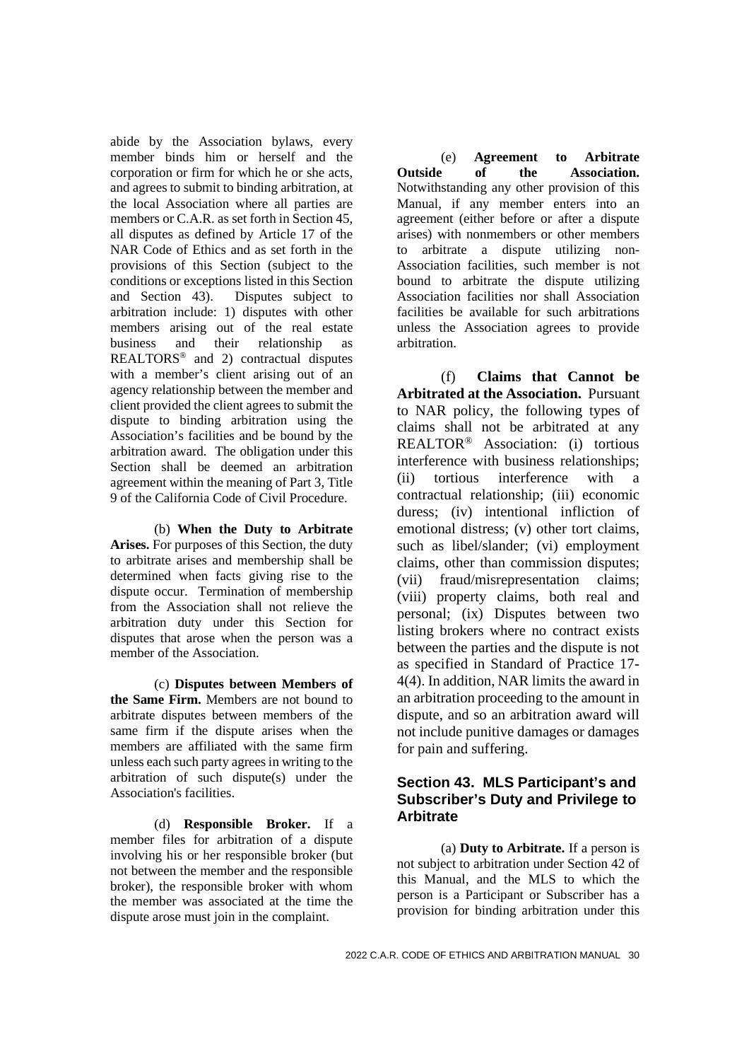abide by the Association bylaws, every member binds him or herself and the corporation or firm for which he or she acts, and agrees to submit to binding arbitration, at the local Association where all parties are members or C.A.R. as set forth in Section 45, all disputes as defined by Article 17 of the NAR Code of Ethics and as set forth in the provisions of this Section (subject to the conditions or exceptions listed in this Section and Section 43). Disputes subject to arbitration include: 1) disputes with other members arising out of the real estate business and their relationship as REALTORS® and 2) contractual disputes with a member's client arising out of an agency relationship between the member and client provided the client agrees to submit the dispute to binding arbitration using the Association's facilities and be bound by the arbitration award. The obligation under this Section shall be deemed an arbitration agreement within the meaning of Part 3, Title 9 of the California Code of Civil Procedure.

(b) **When the Duty to Arbitrate Arises.** For purposes of this Section, the duty to arbitrate arises and membership shall be determined when facts giving rise to the dispute occur. Termination of membership from the Association shall not relieve the arbitration duty under this Section for disputes that arose when the person was a member of the Association.

(c) **Disputes between Members of the Same Firm.** Members are not bound to arbitrate disputes between members of the same firm if the dispute arises when the members are affiliated with the same firm unless each such party agrees in writing to the arbitration of such dispute(s) under the Association's facilities.

(d) **Responsible Broker.** If a member files for arbitration of a dispute involving his or her responsible broker (but not between the member and the responsible broker), the responsible broker with whom the member was associated at the time the dispute arose must join in the complaint.

(e) **Agreement to Arbitrate Outside of the Association.** Notwithstanding any other provision of this Manual, if any member enters into an agreement (either before or after a dispute arises) with nonmembers or other members to arbitrate a dispute utilizing non-Association facilities, such member is not bound to arbitrate the dispute utilizing Association facilities nor shall Association facilities be available for such arbitrations unless the Association agrees to provide arbitration.

(f) **Claims that Cannot be Arbitrated at the Association.** Pursuant to NAR policy, the following types of claims shall not be arbitrated at any REALTOR® Association: (i) tortious interference with business relationships; (ii) tortious interference with a contractual relationship; (iii) economic duress; (iv) intentional infliction of emotional distress; (v) other tort claims, such as libel/slander; (vi) employment claims, other than commission disputes; (vii) fraud/misrepresentation claims; (viii) property claims, both real and personal; (ix) Disputes between two listing brokers where no contract exists between the parties and the dispute is not as specified in Standard of Practice 17-4(4). In addition, NAR limits the award in an arbitration proceeding to the amount in dispute, and so an arbitration award will not include punitive damages or damages for pain and suffering.

## Section 43. MLS Participant's and Subscriber's Duty and Privilege to Arbitrate

(a) **Duty to Arbitrate.** If a person is not subject to arbitration under Section 42 of this Manual, and the MLS to which the person is a Participant or Subscriber has a provision for binding arbitration under this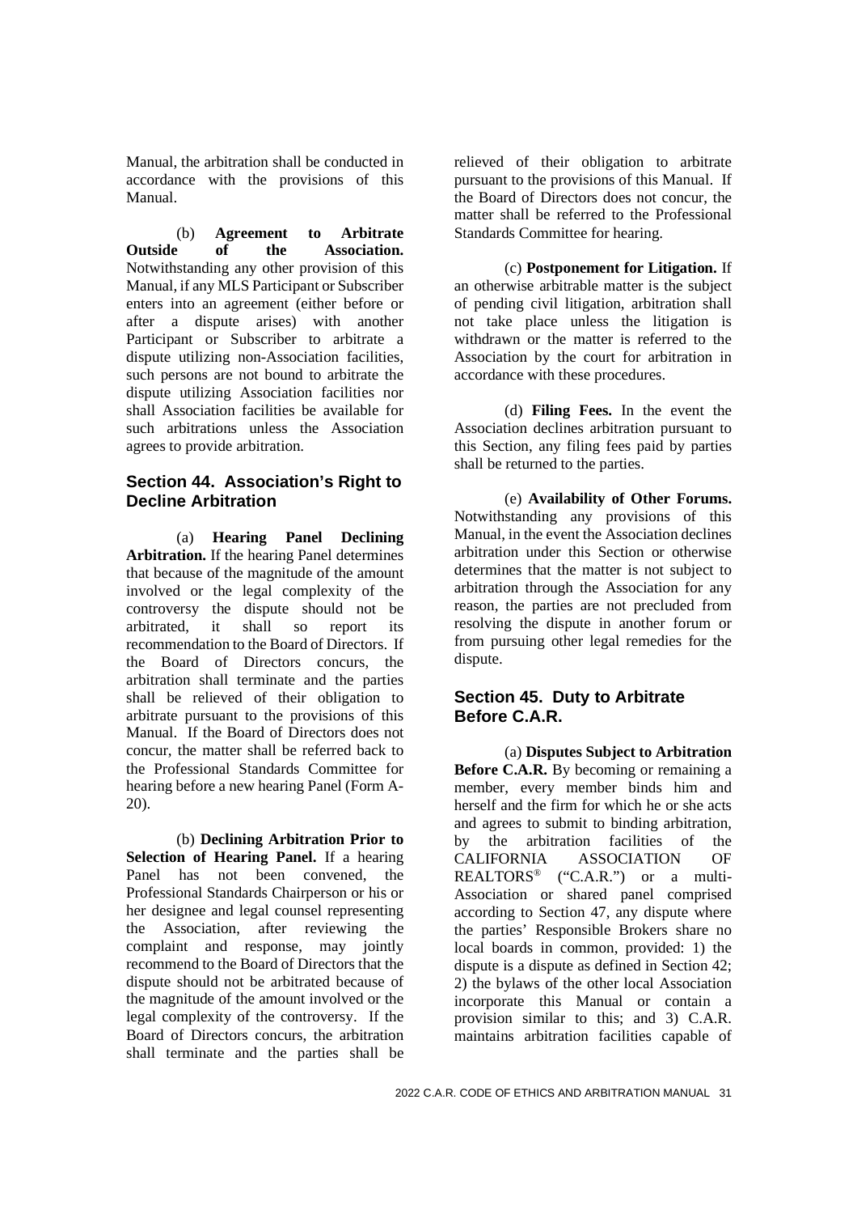Manual, the arbitration shall be conducted in accordance with the provisions of this Manual.

(b) **Agreement to Arbitrate Outside of the Association.** Notwithstanding any other provision of this Manual, if any MLS Participant or Subscriber enters into an agreement (either before or after a dispute arises) with another Participant or Subscriber to arbitrate a dispute utilizing non-Association facilities, such persons are not bound to arbitrate the dispute utilizing Association facilities nor shall Association facilities be available for such arbitrations unless the Association agrees to provide arbitration.

## Section 44. Association's Right to Decline Arbitration

(a) **Hearing Panel Declining Arbitration.** If the hearing Panel determines that because of the magnitude of the amount involved or the legal complexity of the controversy the dispute should not be arbitrated, it shall so report its recommendation to the Board of Directors. If the Board of Directors concurs, the arbitration shall terminate and the parties shall be relieved of their obligation to arbitrate pursuant to the provisions of this Manual. If the Board of Directors does not concur, the matter shall be referred back to the Professional Standards Committee for hearing before a new hearing Panel (Form A-20).

(b) **Declining Arbitration Prior to Selection of Hearing Panel.** If a hearing Panel has not been convened, the Professional Standards Chairperson or his or her designee and legal counsel representing the Association, after reviewing the complaint and response, may jointly recommend to the Board of Directors that the dispute should not be arbitrated because of the magnitude of the amount involved or the legal complexity of the controversy. If the Board of Directors concurs, the arbitration shall terminate and the parties shall be relieved of their obligation to arbitrate pursuant to the provisions of this Manual. If the Board of Directors does not concur, the matter shall be referred to the Professional Standards Committee for hearing.

(c) **Postponement for Litigation.** If an otherwise arbitrable matter is the subject of pending civil litigation, arbitration shall not take place unless the litigation is withdrawn or the matter is referred to the Association by the court for arbitration in accordance with these procedures.

(d) **Filing Fees.** In the event the Association declines arbitration pursuant to this Section, any filing fees paid by parties shall be returned to the parties.

(e) **Availability of Other Forums.** Notwithstanding any provisions of this Manual, in the event the Association declines arbitration under this Section or otherwise determines that the matter is not subject to arbitration through the Association for any reason, the parties are not precluded from resolving the dispute in another forum or from pursuing other legal remedies for the dispute.

## Section 45. Duty to Arbitrate Before C.A.R.

(a) **Disputes Subject to Arbitration Before C.A.R.** By becoming or remaining a member, every member binds him and herself and the firm for which he or she acts and agrees to submit to binding arbitration, by the arbitration facilities of the CALIFORNIA ASSOCIATION OF REALTORS® ("C.A.R.") or a multi-Association or shared panel comprised according to Section 47, any dispute where the parties' Responsible Brokers share no local boards in common, provided: 1) the dispute is a dispute as defined in Section 42; 2) the bylaws of the other local Association incorporate this Manual or contain a provision similar to this; and 3) C.A.R. maintains arbitration facilities capable of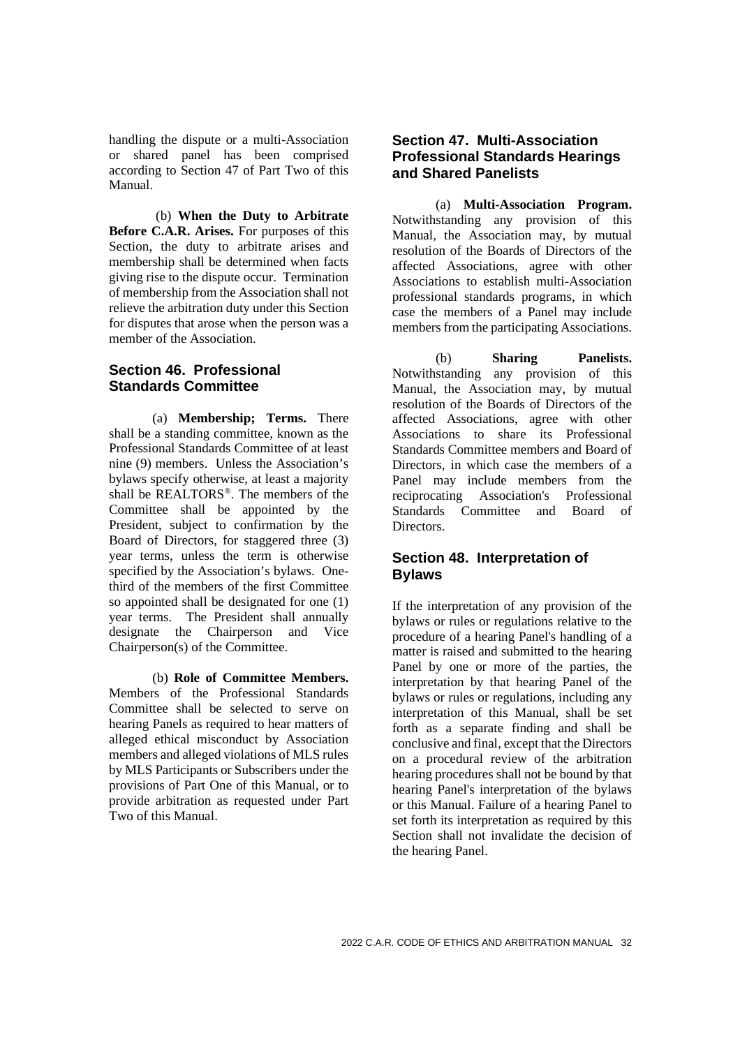handling the dispute or a multi-Association or shared panel has been comprised according to Section 47 of Part Two of this Manual.

(b) **When the Duty to Arbitrate Before C.A.R. Arises.** For purposes of this Section, the duty to arbitrate arises and membership shall be determined when facts giving rise to the dispute occur. Termination of membership from the Association shall not relieve the arbitration duty under this Section for disputes that arose when the person was a member of the Association.

## Section 46. Professional Standards Committee

(a) **Membership; Terms.** There shall be a standing committee, known as the Professional Standards Committee of at least nine (9) members. Unless the Association's bylaws specify otherwise, at least a majority shall be REALTORS®. The members of the Committee shall be appointed by the President, subject to confirmation by the Board of Directors, for staggered three (3) year terms, unless the term is otherwise specified by the Association's bylaws. One-third of the members of the first Committee so appointed shall be designated for one (1) year terms. The President shall annually designate the Chairperson and Vice Chairperson(s) of the Committee.

(b) **Role of Committee Members.** Members of the Professional Standards Committee shall be selected to serve on hearing Panels as required to hear matters of alleged ethical misconduct by Association members and alleged violations of MLS rules by MLS Participants or Subscribers under the provisions of Part One of this Manual, or to provide arbitration as requested under Part Two of this Manual.

## Section 47. Multi-Association Professional Standards Hearings and Shared Panelists

(a) **Multi-Association Program.** Notwithstanding any provision of this Manual, the Association may, by mutual resolution of the Boards of Directors of the affected Associations, agree with other Associations to establish multi-Association professional standards programs, in which case the members of a Panel may include members from the participating Associations.

(b) **Sharing Panelists.** Notwithstanding any provision of this Manual, the Association may, by mutual resolution of the Boards of Directors of the affected Associations, agree with other Associations to share its Professional Standards Committee members and Board of Directors, in which case the members of a Panel may include members from the reciprocating Association's Professional Standards Committee and Board of Directors.

## Section 48. Interpretation of Bylaws

If the interpretation of any provision of the bylaws or rules or regulations relative to the procedure of a hearing Panel's handling of a matter is raised and submitted to the hearing Panel by one or more of the parties, the interpretation by that hearing Panel of the bylaws or rules or regulations, including any interpretation of this Manual, shall be set forth as a separate finding and shall be conclusive and final, except that the Directors on a procedural review of the arbitration hearing procedures shall not be bound by that hearing Panel's interpretation of the bylaws or this Manual. Failure of a hearing Panel to set forth its interpretation as required by this Section shall not invalidate the decision of the hearing Panel.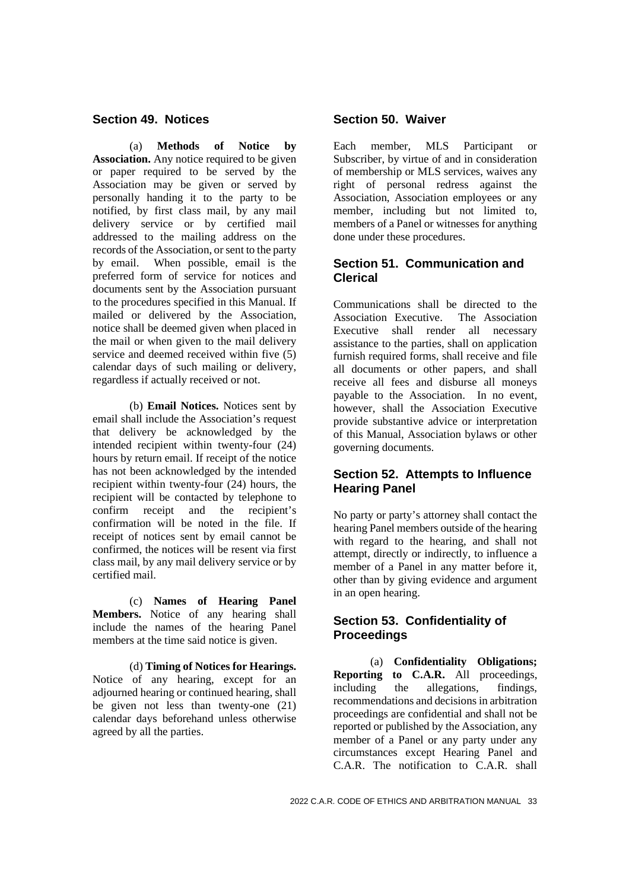## Section 49. Notices

(a) **Methods of Notice by Association.** Any notice required to be given or paper required to be served by the Association may be given or served by personally handing it to the party to be notified, by first class mail, by any mail delivery service or by certified mail addressed to the mailing address on the records of the Association, or sent to the party by email. When possible, email is the preferred form of service for notices and documents sent by the Association pursuant to the procedures specified in this Manual. If mailed or delivered by the Association, notice shall be deemed given when placed in the mail or when given to the mail delivery service and deemed received within five (5) calendar days of such mailing or delivery, regardless if actually received or not.

(b) **Email Notices.** Notices sent by email shall include the Association's request that delivery be acknowledged by the intended recipient within twenty-four (24) hours by return email. If receipt of the notice has not been acknowledged by the intended recipient within twenty-four (24) hours, the recipient will be contacted by telephone to confirm receipt and the recipient's confirmation will be noted in the file. If receipt of notices sent by email cannot be confirmed, the notices will be resent via first class mail, by any mail delivery service or by certified mail.

(c) **Names of Hearing Panel Members.** Notice of any hearing shall include the names of the hearing Panel members at the time said notice is given.

(d) **Timing of Notices for Hearings.** Notice of any hearing, except for an adjourned hearing or continued hearing, shall be given not less than twenty-one (21) calendar days beforehand unless otherwise agreed by all the parties.

## Section 50. Waiver

Each member, MLS Participant or Subscriber, by virtue of and in consideration of membership or MLS services, waives any right of personal redress against the Association, Association employees or any member, including but not limited to, members of a Panel or witnesses for anything done under these procedures.

## Section 51. Communication and Clerical

Communications shall be directed to the Association Executive. The Association Executive shall render all necessary assistance to the parties, shall on application furnish required forms, shall receive and file all documents or other papers, and shall receive all fees and disburse all moneys payable to the Association. In no event, however, shall the Association Executive provide substantive advice or interpretation of this Manual, Association bylaws or other governing documents.

## Section 52. Attempts to Influence Hearing Panel

No party or party's attorney shall contact the hearing Panel members outside of the hearing with regard to the hearing, and shall not attempt, directly or indirectly, to influence a member of a Panel in any matter before it, other than by giving evidence and argument in an open hearing.

## Section 53. Confidentiality of Proceedings

(a) **Confidentiality Obligations; Reporting to C.A.R.** All proceedings, including the allegations, findings, recommendations and decisions in arbitration proceedings are confidential and shall not be reported or published by the Association, any member of a Panel or any party under any circumstances except Hearing Panel and C.A.R. The notification to C.A.R. shall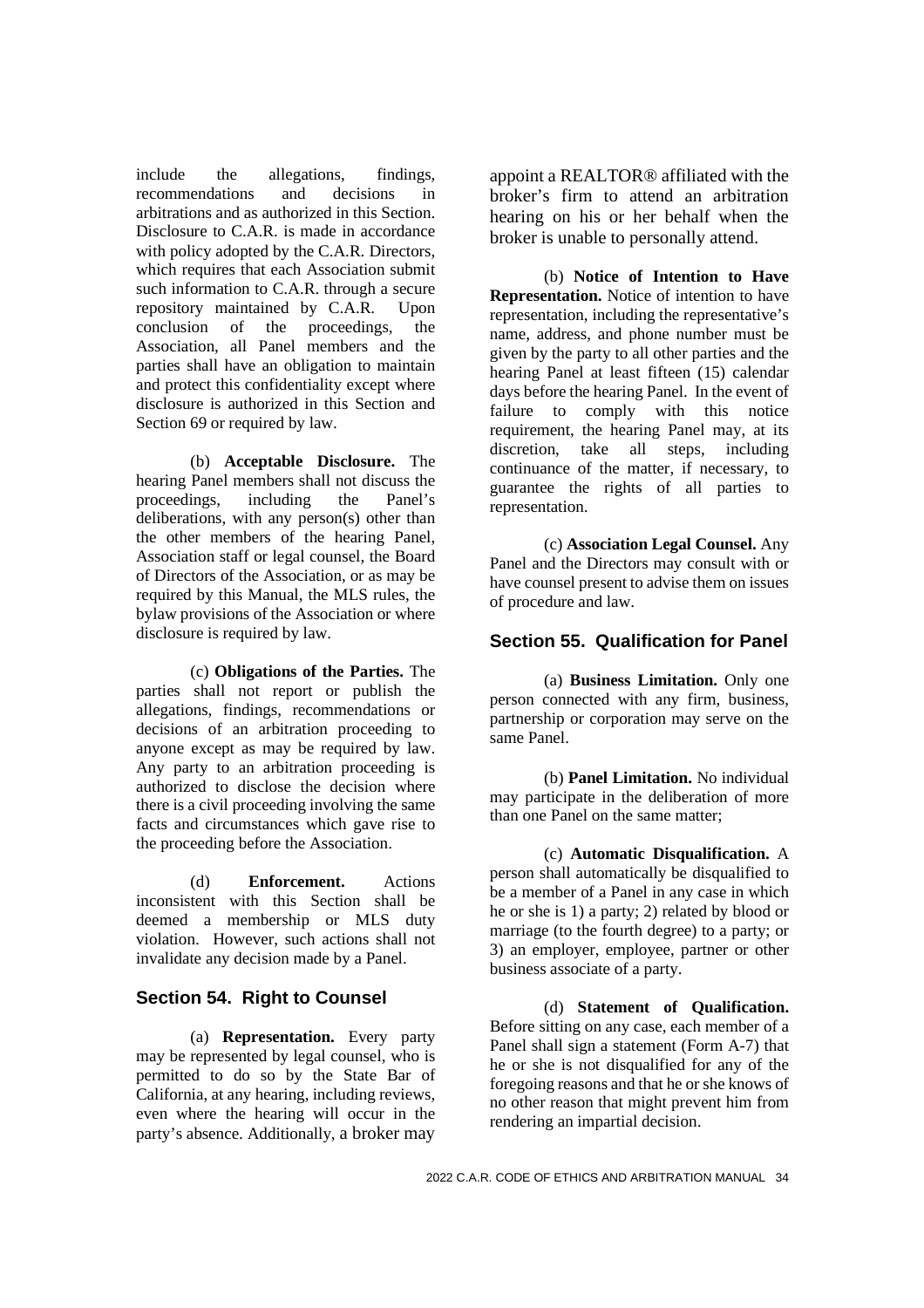include the allegations, findings, recommendations and decisions in arbitrations and as authorized in this Section. Disclosure to C.A.R. is made in accordance with policy adopted by the C.A.R. Directors, which requires that each Association submit such information to C.A.R. through a secure repository maintained by C.A.R. Upon conclusion of the proceedings, the Association, all Panel members and the parties shall have an obligation to maintain and protect this confidentiality except where disclosure is authorized in this Section and Section 69 or required by law.

(b) **Acceptable Disclosure.** The hearing Panel members shall not discuss the proceedings, including the Panel's deliberations, with any person(s) other than the other members of the hearing Panel, Association staff or legal counsel, the Board of Directors of the Association, or as may be required by this Manual, the MLS rules, the bylaw provisions of the Association or where disclosure is required by law.

(c) **Obligations of the Parties.** The parties shall not report or publish the allegations, findings, recommendations or decisions of an arbitration proceeding to anyone except as may be required by law. Any party to an arbitration proceeding is authorized to disclose the decision where there is a civil proceeding involving the same facts and circumstances which gave rise to the proceeding before the Association.

(d) **Enforcement.** Actions inconsistent with this Section shall be deemed a membership or MLS duty violation. However, such actions shall not invalidate any decision made by a Panel.

## Section 54. Right to Counsel

(a) **Representation.** Every party may be represented by legal counsel, who is permitted to do so by the State Bar of California, at any hearing, including reviews, even where the hearing will occur in the party's absence. Additionally, a broker may appoint a REALTOR® affiliated with the broker's firm to attend an arbitration hearing on his or her behalf when the broker is unable to personally attend.

(b) **Notice of Intention to Have Representation.** Notice of intention to have representation, including the representative's name, address, and phone number must be given by the party to all other parties and the hearing Panel at least fifteen (15) calendar days before the hearing Panel. In the event of failure to comply with this notice requirement, the hearing Panel may, at its discretion, take all steps, including continuance of the matter, if necessary, to guarantee the rights of all parties to representation.

(c) **Association Legal Counsel.** Any Panel and the Directors may consult with or have counsel present to advise them on issues of procedure and law.

## Section 55. Qualification for Panel

(a) **Business Limitation.** Only one person connected with any firm, business, partnership or corporation may serve on the same Panel.

(b) **Panel Limitation.** No individual may participate in the deliberation of more than one Panel on the same matter;

(c) **Automatic Disqualification.** A person shall automatically be disqualified to be a member of a Panel in any case in which he or she is 1) a party; 2) related by blood or marriage (to the fourth degree) to a party; or 3) an employer, employee, partner or other business associate of a party.

(d) **Statement of Qualification.** Before sitting on any case, each member of a Panel shall sign a statement (Form A-7) that he or she is not disqualified for any of the foregoing reasons and that he or she knows of no other reason that might prevent him from rendering an impartial decision.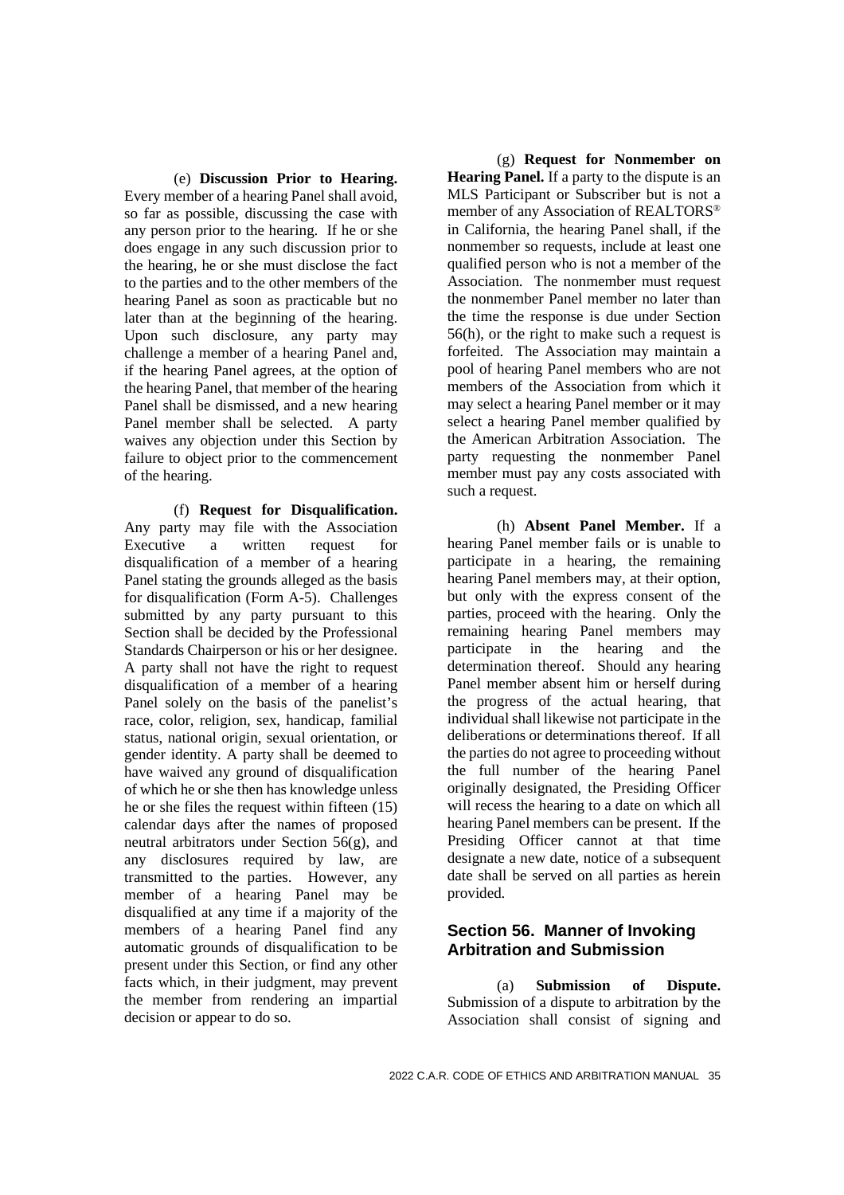(e) **Discussion Prior to Hearing.** Every member of a hearing Panel shall avoid, so far as possible, discussing the case with any person prior to the hearing. If he or she does engage in any such discussion prior to the hearing, he or she must disclose the fact to the parties and to the other members of the hearing Panel as soon as practicable but no later than at the beginning of the hearing. Upon such disclosure, any party may challenge a member of a hearing Panel and, if the hearing Panel agrees, at the option of the hearing Panel, that member of the hearing Panel shall be dismissed, and a new hearing Panel member shall be selected. A party waives any objection under this Section by failure to object prior to the commencement of the hearing.

(f) **Request for Disqualification.** Any party may file with the Association Executive a written request for disqualification of a member of a hearing Panel stating the grounds alleged as the basis for disqualification (Form A-5). Challenges submitted by any party pursuant to this Section shall be decided by the Professional Standards Chairperson or his or her designee. A party shall not have the right to request disqualification of a member of a hearing Panel solely on the basis of the panelist's race, color, religion, sex, handicap, familial status, national origin, sexual orientation, or gender identity. A party shall be deemed to have waived any ground of disqualification of which he or she then has knowledge unless he or she files the request within fifteen (15) calendar days after the names of proposed neutral arbitrators under Section 56(g), and any disclosures required by law, are transmitted to the parties. However, any member of a hearing Panel may be disqualified at any time if a majority of the members of a hearing Panel find any automatic grounds of disqualification to be present under this Section, or find any other facts which, in their judgment, may prevent the member from rendering an impartial decision or appear to do so.

(g) **Request for Nonmember on Hearing Panel.** If a party to the dispute is an MLS Participant or Subscriber but is not a member of any Association of REALTORS® in California, the hearing Panel shall, if the nonmember so requests, include at least one qualified person who is not a member of the Association. The nonmember must request the nonmember Panel member no later than the time the response is due under Section 56(h), or the right to make such a request is forfeited. The Association may maintain a pool of hearing Panel members who are not members of the Association from which it may select a hearing Panel member or it may select a hearing Panel member qualified by the American Arbitration Association. The party requesting the nonmember Panel member must pay any costs associated with such a request.

(h) **Absent Panel Member.** If a hearing Panel member fails or is unable to participate in a hearing, the remaining hearing Panel members may, at their option, but only with the express consent of the parties, proceed with the hearing. Only the remaining hearing Panel members may participate in the hearing and the determination thereof. Should any hearing Panel member absent him or herself during the progress of the actual hearing, that individual shall likewise not participate in the deliberations or determinations thereof. If all the parties do not agree to proceeding without the full number of the hearing Panel originally designated, the Presiding Officer will recess the hearing to a date on which all hearing Panel members can be present. If the Presiding Officer cannot at that time designate a new date, notice of a subsequent date shall be served on all parties as herein provided.

## Section 56. Manner of Invoking Arbitration and Submission

(a) **Submission of Dispute.** Submission of a dispute to arbitration by the Association shall consist of signing and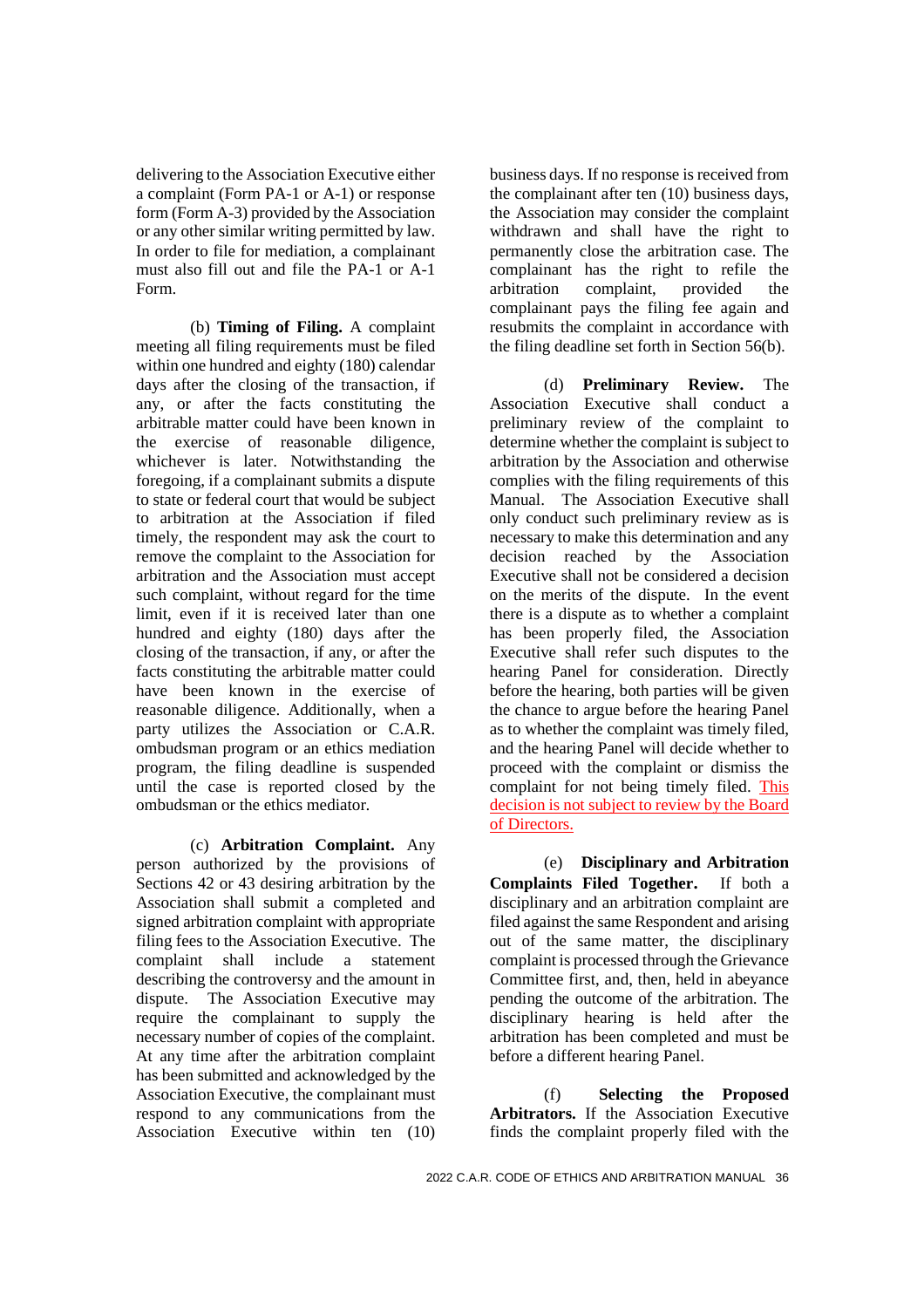delivering to the Association Executive either a complaint (Form PA-1 or A-1) or response form (Form A-3) provided by the Association or any other similar writing permitted by law. In order to file for mediation, a complainant must also fill out and file the PA-1 or A-1 Form.

(b) **Timing of Filing.** A complaint meeting all filing requirements must be filed within one hundred and eighty (180) calendar days after the closing of the transaction, if any, or after the facts constituting the arbitrable matter could have been known in the exercise of reasonable diligence, whichever is later. Notwithstanding the foregoing, if a complainant submits a dispute to state or federal court that would be subject to arbitration at the Association if filed timely, the respondent may ask the court to remove the complaint to the Association for arbitration and the Association must accept such complaint, without regard for the time limit, even if it is received later than one hundred and eighty (180) days after the closing of the transaction, if any, or after the facts constituting the arbitrable matter could have been known in the exercise of reasonable diligence. Additionally, when a party utilizes the Association or C.A.R. ombudsman program or an ethics mediation program, the filing deadline is suspended until the case is reported closed by the ombudsman or the ethics mediator.

(c) **Arbitration Complaint.** Any person authorized by the provisions of Sections 42 or 43 desiring arbitration by the Association shall submit a completed and signed arbitration complaint with appropriate filing fees to the Association Executive. The complaint shall include a statement describing the controversy and the amount in dispute. The Association Executive may require the complainant to supply the necessary number of copies of the complaint. At any time after the arbitration complaint has been submitted and acknowledged by the Association Executive, the complainant must respond to any communications from the Association Executive within ten (10) business days. If no response is received from the complainant after ten (10) business days, the Association may consider the complaint withdrawn and shall have the right to permanently close the arbitration case. The complainant has the right to refile the arbitration complaint, provided the complainant pays the filing fee again and resubmits the complaint in accordance with the filing deadline set forth in Section 56(b).

(d) **Preliminary Review.** The Association Executive shall conduct a preliminary review of the complaint to determine whether the complaint is subject to arbitration by the Association and otherwise complies with the filing requirements of this Manual. The Association Executive shall only conduct such preliminary review as is necessary to make this determination and any decision reached by the Association Executive shall not be considered a decision on the merits of the dispute. In the event there is a dispute as to whether a complaint has been properly filed, the Association Executive shall refer such disputes to the hearing Panel for consideration. Directly before the hearing, both parties will be given the chance to argue before the hearing Panel as to whether the complaint was timely filed, and the hearing Panel will decide whether to proceed with the complaint or dismiss the complaint for not being timely filed. This decision is not subject to review by the Board of Directors.

(e) **Disciplinary and Arbitration Complaints Filed Together.** If both a disciplinary and an arbitration complaint are filed against the same Respondent and arising out of the same matter, the disciplinary complaint is processed through the Grievance Committee first, and, then, held in abeyance pending the outcome of the arbitration. The disciplinary hearing is held after the arbitration has been completed and must be before a different hearing Panel.

(f) **Selecting the Proposed Arbitrators.** If the Association Executive finds the complaint properly filed with the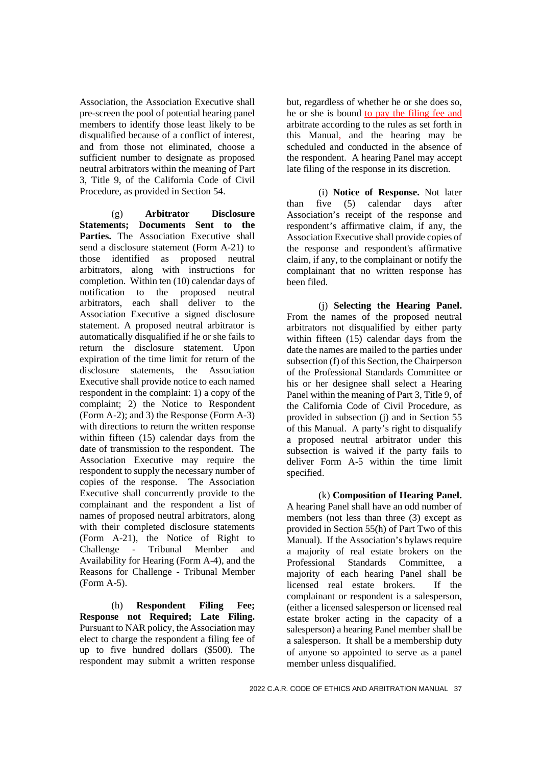Association, the Association Executive shall pre-screen the pool of potential hearing panel members to identify those least likely to be disqualified because of a conflict of interest, and from those not eliminated, choose a sufficient number to designate as proposed neutral arbitrators within the meaning of Part 3, Title 9, of the California Code of Civil Procedure, as provided in Section 54.

(g) **Arbitrator Disclosure Statements; Documents Sent to the Parties.** The Association Executive shall send a disclosure statement (Form A-21) to those identified as proposed neutral arbitrators, along with instructions for completion. Within ten (10) calendar days of notification to the proposed neutral arbitrators, each shall deliver to the Association Executive a signed disclosure statement. A proposed neutral arbitrator is automatically disqualified if he or she fails to return the disclosure statement. Upon expiration of the time limit for return of the disclosure statements, the Association Executive shall provide notice to each named respondent in the complaint: 1) a copy of the complaint; 2) the Notice to Respondent (Form A-2); and 3) the Response (Form A-3) with directions to return the written response within fifteen (15) calendar days from the date of transmission to the respondent. The Association Executive may require the respondent to supply the necessary number of copies of the response. The Association Executive shall concurrently provide to the complainant and the respondent a list of names of proposed neutral arbitrators, along with their completed disclosure statements (Form A-21), the Notice of Right to Challenge - Tribunal Member and Availability for Hearing (Form A-4), and the Reasons for Challenge - Tribunal Member (Form A-5).

(h) **Respondent Filing Fee; Response not Required; Late Filing.** Pursuant to NAR policy, the Association may elect to charge the respondent a filing fee of up to five hundred dollars ($500). The respondent may submit a written response but, regardless of whether he or she does so, he or she is bound to pay the filing fee and arbitrate according to the rules as set forth in this Manual, and the hearing may be scheduled and conducted in the absence of the respondent. A hearing Panel may accept late filing of the response in its discretion.

(i) **Notice of Response.** Not later than five (5) calendar days after Association's receipt of the response and respondent's affirmative claim, if any, the Association Executive shall provide copies of the response and respondent's affirmative claim, if any, to the complainant or notify the complainant that no written response has been filed.

(j) **Selecting the Hearing Panel.** From the names of the proposed neutral arbitrators not disqualified by either party within fifteen (15) calendar days from the date the names are mailed to the parties under subsection (f) of this Section, the Chairperson of the Professional Standards Committee or his or her designee shall select a Hearing Panel within the meaning of Part 3, Title 9, of the California Code of Civil Procedure, as provided in subsection (j) and in Section 55 of this Manual. A party's right to disqualify a proposed neutral arbitrator under this subsection is waived if the party fails to deliver Form A-5 within the time limit specified.

(k) **Composition of Hearing Panel.** A hearing Panel shall have an odd number of members (not less than three (3) except as provided in Section 55(h) of Part Two of this Manual). If the Association's bylaws require a majority of real estate brokers on the Professional Standards Committee, a majority of each hearing Panel shall be licensed real estate brokers. If the complainant or respondent is a salesperson, (either a licensed salesperson or licensed real estate broker acting in the capacity of a salesperson) a hearing Panel member shall be a salesperson. It shall be a membership duty of anyone so appointed to serve as a panel member unless disqualified.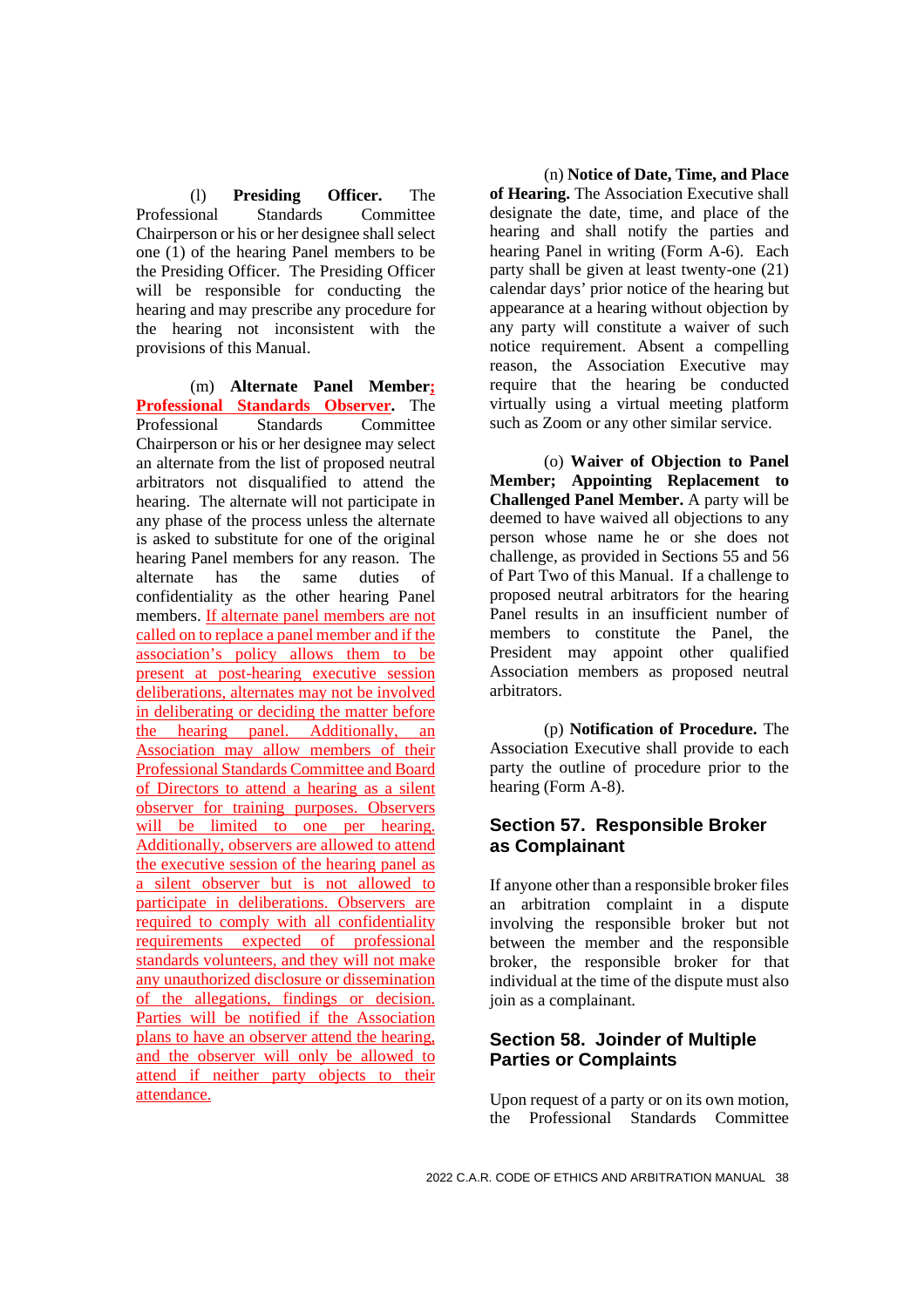(l) **Presiding Officer.** The Professional Standards Committee Chairperson or his or her designee shall select one (1) of the hearing Panel members to be the Presiding Officer. The Presiding Officer will be responsible for conducting the hearing and may prescribe any procedure for the hearing not inconsistent with the provisions of this Manual.

(m) **Alternate Panel Member; Professional Standards Observer.** The Professional Standards Committee Chairperson or his or her designee may select an alternate from the list of proposed neutral arbitrators not disqualified to attend the hearing. The alternate will not participate in any phase of the process unless the alternate is asked to substitute for one of the original hearing Panel members for any reason. The alternate has the same duties of confidentiality as the other hearing Panel members. If alternate panel members are not called on to replace a panel member and if the association's policy allows them to be present at post-hearing executive session deliberations, alternates may not be involved in deliberating or deciding the matter before the hearing panel. Additionally, an Association may allow members of their Professional Standards Committee and Board of Directors to attend a hearing as a silent observer for training purposes. Observers will be limited to one per hearing. Additionally, observers are allowed to attend the executive session of the hearing panel as a silent observer but is not allowed to participate in deliberations. Observers are required to comply with all confidentiality requirements expected of professional standards volunteers, and they will not make any unauthorized disclosure or dissemination of the allegations, findings or decision. Parties will be notified if the Association plans to have an observer attend the hearing, and the observer will only be allowed to attend if neither party objects to their attendance.

(n) **Notice of Date, Time, and Place of Hearing.** The Association Executive shall designate the date, time, and place of the hearing and shall notify the parties and hearing Panel in writing (Form A-6). Each party shall be given at least twenty-one (21) calendar days' prior notice of the hearing but appearance at a hearing without objection by any party will constitute a waiver of such notice requirement. Absent a compelling reason, the Association Executive may require that the hearing be conducted virtually using a virtual meeting platform such as Zoom or any other similar service.

(o) **Waiver of Objection to Panel Member; Appointing Replacement to Challenged Panel Member.** A party will be deemed to have waived all objections to any person whose name he or she does not challenge, as provided in Sections 55 and 56 of Part Two of this Manual. If a challenge to proposed neutral arbitrators for the hearing Panel results in an insufficient number of members to constitute the Panel, the President may appoint other qualified Association members as proposed neutral arbitrators.

(p) **Notification of Procedure.** The Association Executive shall provide to each party the outline of procedure prior to the hearing (Form A-8).

## Section 57. Responsible Broker as Complainant

If anyone other than a responsible broker files an arbitration complaint in a dispute involving the responsible broker but not between the member and the responsible broker, the responsible broker for that individual at the time of the dispute must also join as a complainant.

## Section 58. Joinder of Multiple Parties or Complaints

Upon request of a party or on its own motion, the Professional Standards Committee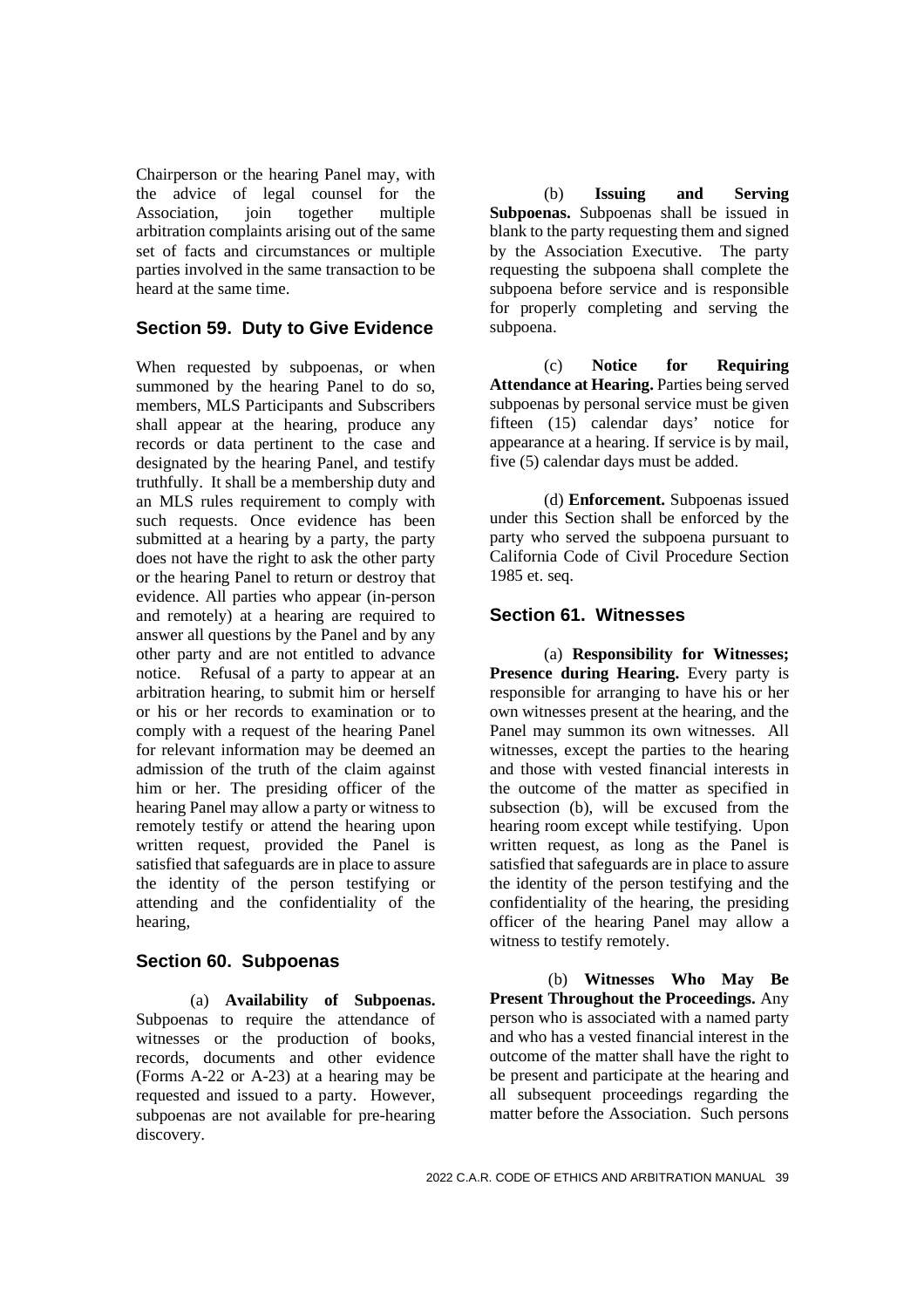Chairperson or the hearing Panel may, with the advice of legal counsel for the Association, join together multiple arbitration complaints arising out of the same set of facts and circumstances or multiple parties involved in the same transaction to be heard at the same time.

## Section 59. Duty to Give Evidence

When requested by subpoenas, or when summoned by the hearing Panel to do so, members, MLS Participants and Subscribers shall appear at the hearing, produce any records or data pertinent to the case and designated by the hearing Panel, and testify truthfully. It shall be a membership duty and an MLS rules requirement to comply with such requests. Once evidence has been submitted at a hearing by a party, the party does not have the right to ask the other party or the hearing Panel to return or destroy that evidence. All parties who appear (in-person and remotely) at a hearing are required to answer all questions by the Panel and by any other party and are not entitled to advance notice. Refusal of a party to appear at an arbitration hearing, to submit him or herself or his or her records to examination or to comply with a request of the hearing Panel for relevant information may be deemed an admission of the truth of the claim against him or her. The presiding officer of the hearing Panel may allow a party or witness to remotely testify or attend the hearing upon written request, provided the Panel is satisfied that safeguards are in place to assure the identity of the person testifying or attending and the confidentiality of the hearing,

## Section 60. Subpoenas

(a) **Availability of Subpoenas.** Subpoenas to require the attendance of witnesses or the production of books, records, documents and other evidence (Forms A-22 or A-23) at a hearing may be requested and issued to a party. However, subpoenas are not available for pre-hearing discovery.

(b) **Issuing and Serving Subpoenas.** Subpoenas shall be issued in blank to the party requesting them and signed by the Association Executive. The party requesting the subpoena shall complete the subpoena before service and is responsible for properly completing and serving the subpoena.

(c) **Notice for Requiring Attendance at Hearing.** Parties being served subpoenas by personal service must be given fifteen (15) calendar days' notice for appearance at a hearing. If service is by mail, five (5) calendar days must be added.

(d) **Enforcement.** Subpoenas issued under this Section shall be enforced by the party who served the subpoena pursuant to California Code of Civil Procedure Section 1985 et. seq.

## Section 61. Witnesses

(a) **Responsibility for Witnesses; Presence during Hearing.** Every party is responsible for arranging to have his or her own witnesses present at the hearing, and the Panel may summon its own witnesses. All witnesses, except the parties to the hearing and those with vested financial interests in the outcome of the matter as specified in subsection (b), will be excused from the hearing room except while testifying. Upon written request, as long as the Panel is satisfied that safeguards are in place to assure the identity of the person testifying and the confidentiality of the hearing, the presiding officer of the hearing Panel may allow a witness to testify remotely.

(b) **Witnesses Who May Be Present Throughout the Proceedings.** Any person who is associated with a named party and who has a vested financial interest in the outcome of the matter shall have the right to be present and participate at the hearing and all subsequent proceedings regarding the matter before the Association. Such persons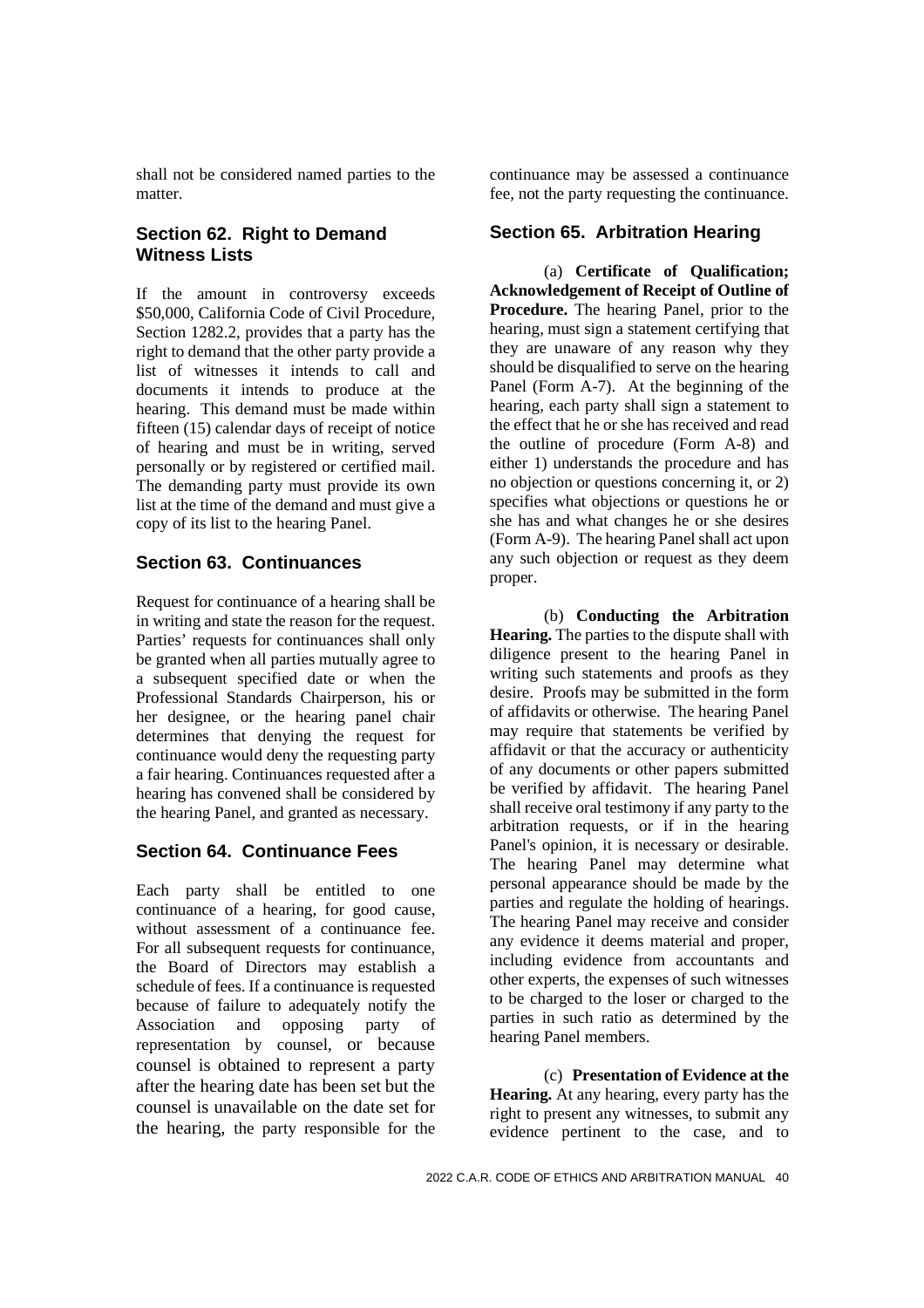shall not be considered named parties to the matter.

## Section 62. Right to Demand Witness Lists

If the amount in controversy exceeds $50,000, California Code of Civil Procedure, Section 1282.2, provides that a party has the right to demand that the other party provide a list of witnesses it intends to call and documents it intends to produce at the hearing. This demand must be made within fifteen (15) calendar days of receipt of notice of hearing and must be in writing, served personally or by registered or certified mail. The demanding party must provide its own list at the time of the demand and must give a copy of its list to the hearing Panel.

## Section 63. Continuances

Request for continuance of a hearing shall be in writing and state the reason for the request. Parties' requests for continuances shall only be granted when all parties mutually agree to a subsequent specified date or when the Professional Standards Chairperson, his or her designee, or the hearing panel chair determines that denying the request for continuance would deny the requesting party a fair hearing. Continuances requested after a hearing has convened shall be considered by the hearing Panel, and granted as necessary.

## Section 64. Continuance Fees

Each party shall be entitled to one continuance of a hearing, for good cause, without assessment of a continuance fee. For all subsequent requests for continuance, the Board of Directors may establish a schedule of fees. If a continuance is requested because of failure to adequately notify the Association and opposing party of representation by counsel, or because counsel is obtained to represent a party after the hearing date has been set but the counsel is unavailable on the date set for the hearing, the party responsible for the continuance may be assessed a continuance fee, not the party requesting the continuance.

## Section 65. Arbitration Hearing

(a) **Certificate of Qualification; Acknowledgement of Receipt of Outline of Procedure.** The hearing Panel, prior to the hearing, must sign a statement certifying that they are unaware of any reason why they should be disqualified to serve on the hearing Panel (Form A-7). At the beginning of the hearing, each party shall sign a statement to the effect that he or she has received and read the outline of procedure (Form A-8) and either 1) understands the procedure and has no objection or questions concerning it, or 2) specifies what objections or questions he or she has and what changes he or she desires (Form A-9). The hearing Panel shall act upon any such objection or request as they deem proper.

(b) **Conducting the Arbitration Hearing.** The parties to the dispute shall with diligence present to the hearing Panel in writing such statements and proofs as they desire. Proofs may be submitted in the form of affidavits or otherwise. The hearing Panel may require that statements be verified by affidavit or that the accuracy or authenticity of any documents or other papers submitted be verified by affidavit. The hearing Panel shall receive oral testimony if any party to the arbitration requests, or if in the hearing Panel's opinion, it is necessary or desirable. The hearing Panel may determine what personal appearance should be made by the parties and regulate the holding of hearings. The hearing Panel may receive and consider any evidence it deems material and proper, including evidence from accountants and other experts, the expenses of such witnesses to be charged to the loser or charged to the parties in such ratio as determined by the hearing Panel members.

(c) **Presentation of Evidence at the Hearing.** At any hearing, every party has the right to present any witnesses, to submit any evidence pertinent to the case, and to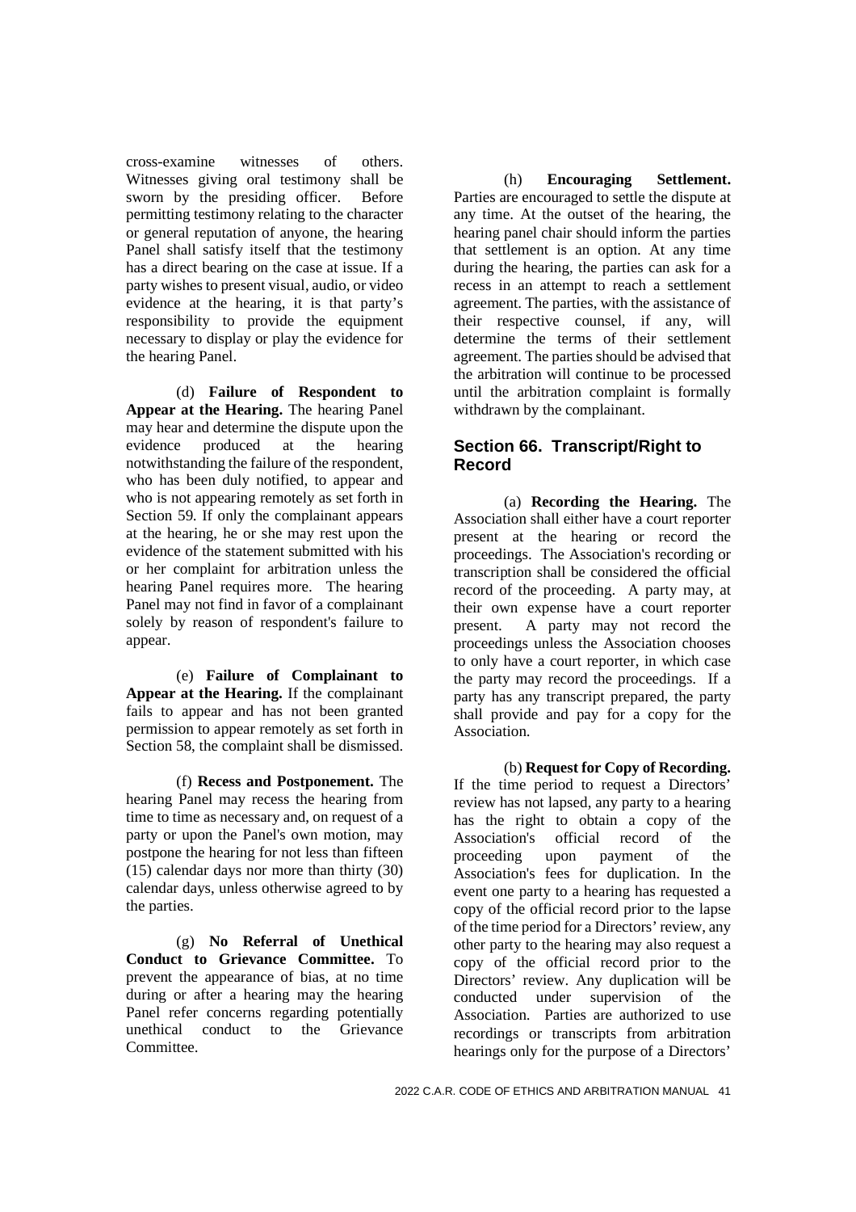cross-examine witnesses of others. Witnesses giving oral testimony shall be sworn by the presiding officer. Before permitting testimony relating to the character or general reputation of anyone, the hearing Panel shall satisfy itself that the testimony has a direct bearing on the case at issue. If a party wishes to present visual, audio, or video evidence at the hearing, it is that party's responsibility to provide the equipment necessary to display or play the evidence for the hearing Panel.

(d) **Failure of Respondent to Appear at the Hearing.** The hearing Panel may hear and determine the dispute upon the evidence produced at the hearing notwithstanding the failure of the respondent, who has been duly notified, to appear and who is not appearing remotely as set forth in Section 59. If only the complainant appears at the hearing, he or she may rest upon the evidence of the statement submitted with his or her complaint for arbitration unless the hearing Panel requires more. The hearing Panel may not find in favor of a complainant solely by reason of respondent's failure to appear.

(e) **Failure of Complainant to Appear at the Hearing.** If the complainant fails to appear and has not been granted permission to appear remotely as set forth in Section 58, the complaint shall be dismissed.

(f) **Recess and Postponement.** The hearing Panel may recess the hearing from time to time as necessary and, on request of a party or upon the Panel's own motion, may postpone the hearing for not less than fifteen (15) calendar days nor more than thirty (30) calendar days, unless otherwise agreed to by the parties.

(g) **No Referral of Unethical Conduct to Grievance Committee.** To prevent the appearance of bias, at no time during or after a hearing may the hearing Panel refer concerns regarding potentially unethical conduct to the Grievance Committee.

(h) **Encouraging Settlement.** Parties are encouraged to settle the dispute at any time. At the outset of the hearing, the hearing panel chair should inform the parties that settlement is an option. At any time during the hearing, the parties can ask for a recess in an attempt to reach a settlement agreement. The parties, with the assistance of their respective counsel, if any, will determine the terms of their settlement agreement. The parties should be advised that the arbitration will continue to be processed until the arbitration complaint is formally withdrawn by the complainant.

## Section 66. Transcript/Right to Record

(a) **Recording the Hearing.** The Association shall either have a court reporter present at the hearing or record the proceedings. The Association's recording or transcription shall be considered the official record of the proceeding. A party may, at their own expense have a court reporter present. A party may not record the proceedings unless the Association chooses to only have a court reporter, in which case the party may record the proceedings. If a party has any transcript prepared, the party shall provide and pay for a copy for the Association.

(b) **Request for Copy of Recording.** If the time period to request a Directors' review has not lapsed, any party to a hearing has the right to obtain a copy of the Association's official record of the proceeding upon payment of the Association's fees for duplication. In the event one party to a hearing has requested a copy of the official record prior to the lapse of the time period for a Directors' review, any other party to the hearing may also request a copy of the official record prior to the Directors' review. Any duplication will be conducted under supervision of the Association. Parties are authorized to use recordings or transcripts from arbitration hearings only for the purpose of a Directors'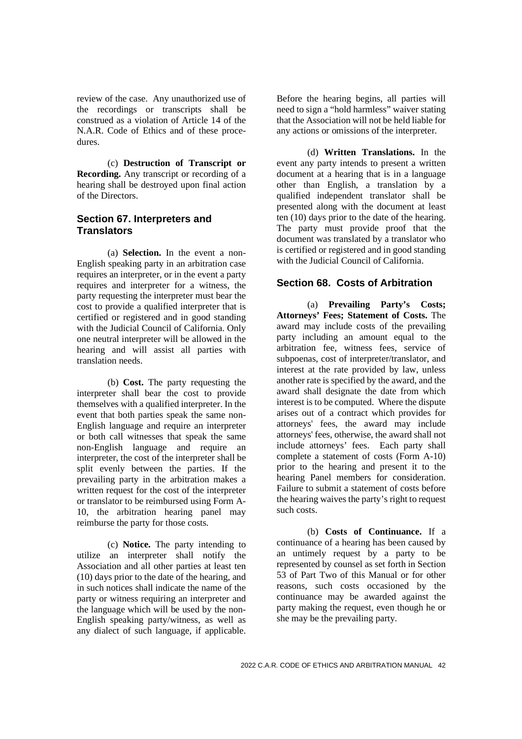review of the case. Any unauthorized use of the recordings or transcripts shall be construed as a violation of Article 14 of the N.A.R. Code of Ethics and of these procedures.

(c) **Destruction of Transcript or Recording.** Any transcript or recording of a hearing shall be destroyed upon final action of the Directors.

## Section 67. Interpreters and Translators

(a) **Selection.** In the event a non-English speaking party in an arbitration case requires an interpreter, or in the event a party requires and interpreter for a witness, the party requesting the interpreter must bear the cost to provide a qualified interpreter that is certified or registered and in good standing with the Judicial Council of California. Only one neutral interpreter will be allowed in the hearing and will assist all parties with translation needs.

(b) **Cost.** The party requesting the interpreter shall bear the cost to provide themselves with a qualified interpreter. In the event that both parties speak the same non-English language and require an interpreter or both call witnesses that speak the same non-English language and require an interpreter, the cost of the interpreter shall be split evenly between the parties. If the prevailing party in the arbitration makes a written request for the cost of the interpreter or translator to be reimbursed using Form A-10, the arbitration hearing panel may reimburse the party for those costs.

(c) **Notice.** The party intending to utilize an interpreter shall notify the Association and all other parties at least ten (10) days prior to the date of the hearing, and in such notices shall indicate the name of the party or witness requiring an interpreter and the language which will be used by the non-English speaking party/witness, as well as any dialect of such language, if applicable. Before the hearing begins, all parties will need to sign a "hold harmless" waiver stating that the Association will not be held liable for any actions or omissions of the interpreter.

(d) **Written Translations.** In the event any party intends to present a written document at a hearing that is in a language other than English, a translation by a qualified independent translator shall be presented along with the document at least ten (10) days prior to the date of the hearing. The party must provide proof that the document was translated by a translator who is certified or registered and in good standing with the Judicial Council of California.

## Section 68. Costs of Arbitration

(a) **Prevailing Party's Costs; Attorneys' Fees; Statement of Costs.** The award may include costs of the prevailing party including an amount equal to the arbitration fee, witness fees, service of subpoenas, cost of interpreter/translator, and interest at the rate provided by law, unless another rate is specified by the award, and the award shall designate the date from which interest is to be computed. Where the dispute arises out of a contract which provides for attorneys' fees, the award may include attorneys' fees, otherwise, the award shall not include attorneys' fees. Each party shall complete a statement of costs (Form A-10) prior to the hearing and present it to the hearing Panel members for consideration. Failure to submit a statement of costs before the hearing waives the party's right to request such costs.

(b) **Costs of Continuance.** If a continuance of a hearing has been caused by an untimely request by a party to be represented by counsel as set forth in Section 53 of Part Two of this Manual or for other reasons, such costs occasioned by the continuance may be awarded against the party making the request, even though he or she may be the prevailing party.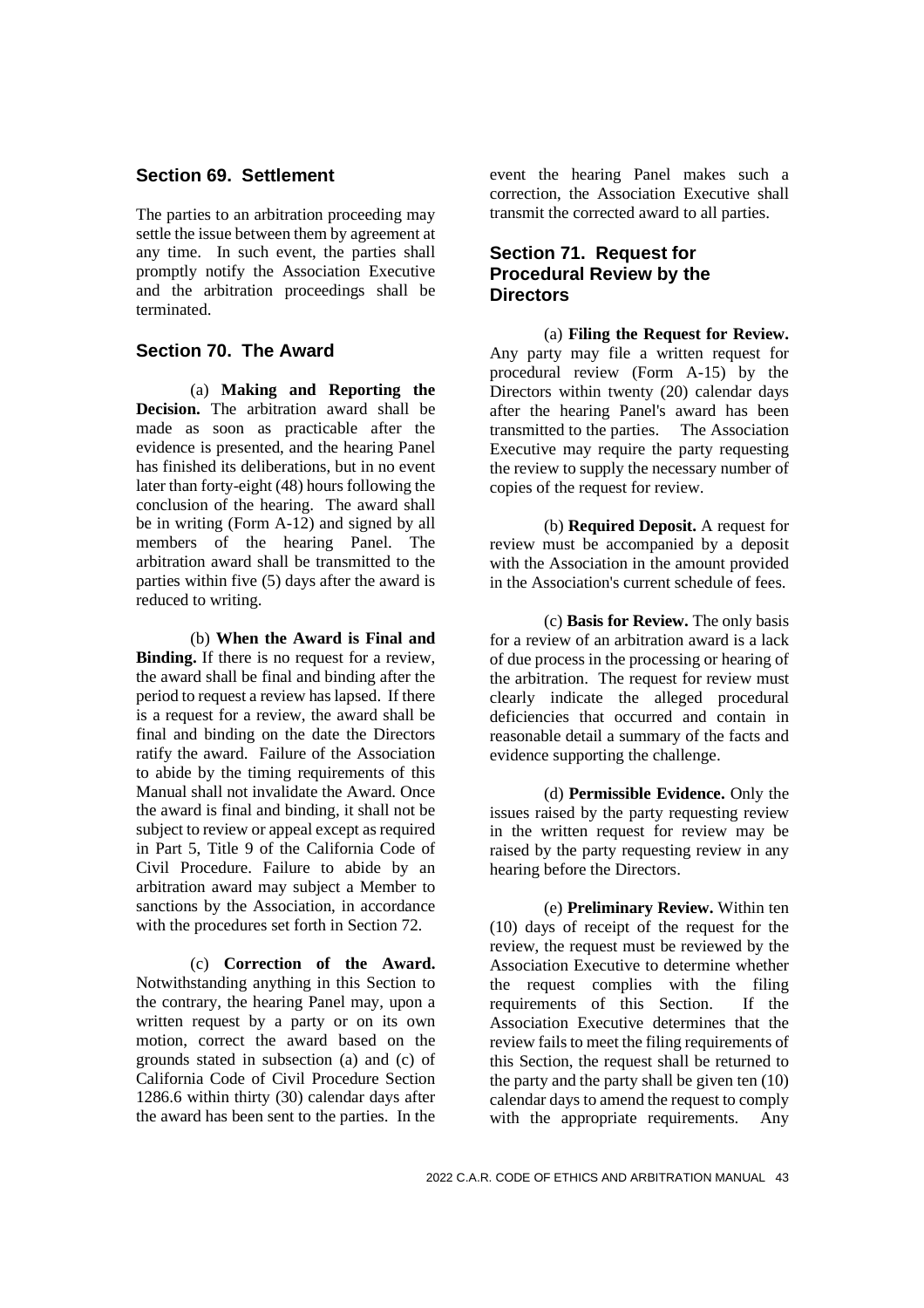## Section 69. Settlement

The parties to an arbitration proceeding may settle the issue between them by agreement at any time. In such event, the parties shall promptly notify the Association Executive and the arbitration proceedings shall be terminated.

## Section 70. The Award

(a) **Making and Reporting the Decision.** The arbitration award shall be made as soon as practicable after the evidence is presented, and the hearing Panel has finished its deliberations, but in no event later than forty-eight (48) hours following the conclusion of the hearing. The award shall be in writing (Form A-12) and signed by all members of the hearing Panel. The arbitration award shall be transmitted to the parties within five (5) days after the award is reduced to writing.

(b) **When the Award is Final and Binding.** If there is no request for a review, the award shall be final and binding after the period to request a review has lapsed. If there is a request for a review, the award shall be final and binding on the date the Directors ratify the award. Failure of the Association to abide by the timing requirements of this Manual shall not invalidate the Award. Once the award is final and binding, it shall not be subject to review or appeal except as required in Part 5, Title 9 of the California Code of Civil Procedure. Failure to abide by an arbitration award may subject a Member to sanctions by the Association, in accordance with the procedures set forth in Section 72.

(c) **Correction of the Award.** Notwithstanding anything in this Section to the contrary, the hearing Panel may, upon a written request by a party or on its own motion, correct the award based on the grounds stated in subsection (a) and (c) of California Code of Civil Procedure Section 1286.6 within thirty (30) calendar days after the award has been sent to the parties. In the event the hearing Panel makes such a correction, the Association Executive shall transmit the corrected award to all parties.

## Section 71. Request for Procedural Review by the Directors

(a) **Filing the Request for Review.** Any party may file a written request for procedural review (Form A-15) by the Directors within twenty (20) calendar days after the hearing Panel's award has been transmitted to the parties. The Association Executive may require the party requesting the review to supply the necessary number of copies of the request for review.

(b) **Required Deposit.** A request for review must be accompanied by a deposit with the Association in the amount provided in the Association's current schedule of fees.

(c) **Basis for Review.** The only basis for a review of an arbitration award is a lack of due process in the processing or hearing of the arbitration. The request for review must clearly indicate the alleged procedural deficiencies that occurred and contain in reasonable detail a summary of the facts and evidence supporting the challenge.

(d) **Permissible Evidence.** Only the issues raised by the party requesting review in the written request for review may be raised by the party requesting review in any hearing before the Directors.

(e) **Preliminary Review.** Within ten (10) days of receipt of the request for the review, the request must be reviewed by the Association Executive to determine whether the request complies with the filing requirements of this Section. If the Association Executive determines that the review fails to meet the filing requirements of this Section, the request shall be returned to the party and the party shall be given ten (10) calendar days to amend the request to comply with the appropriate requirements. Any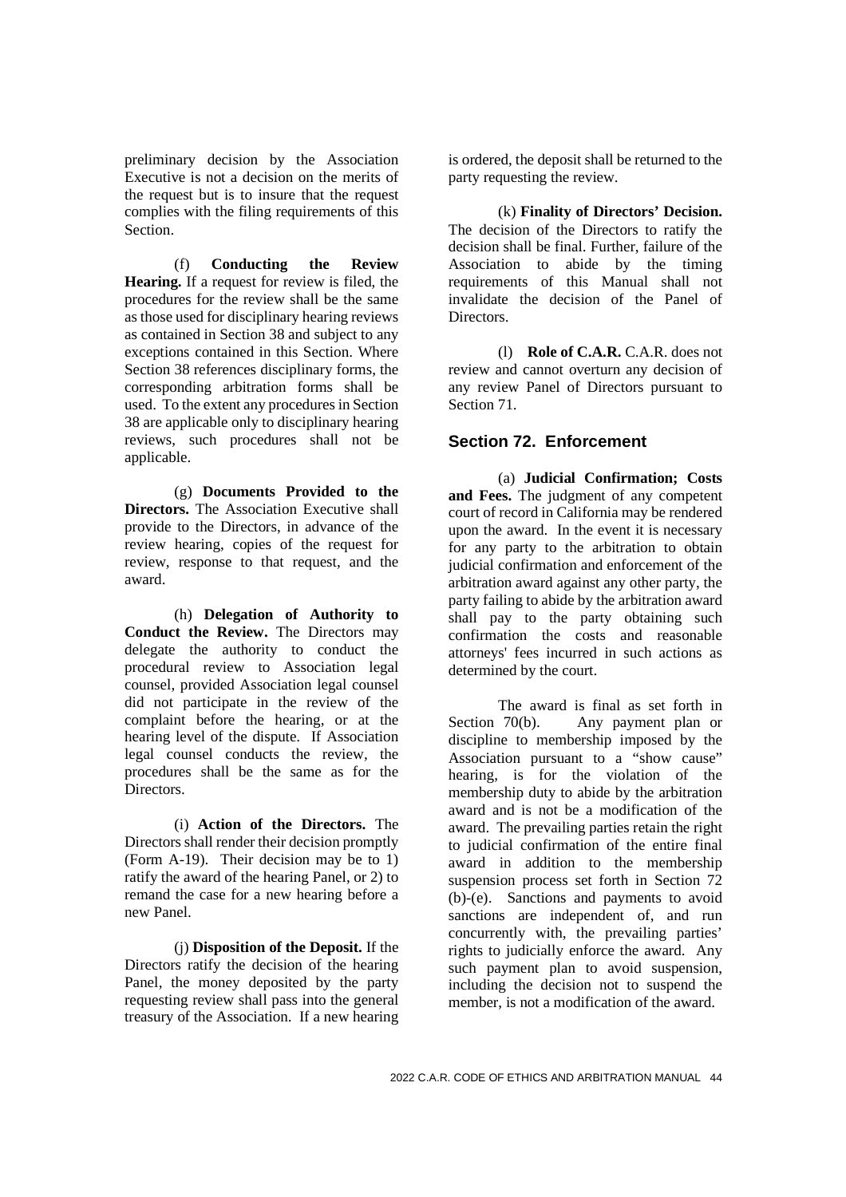preliminary decision by the Association Executive is not a decision on the merits of the request but is to insure that the request complies with the filing requirements of this Section.

(f) **Conducting the Review Hearing.** If a request for review is filed, the procedures for the review shall be the same as those used for disciplinary hearing reviews as contained in Section 38 and subject to any exceptions contained in this Section. Where Section 38 references disciplinary forms, the corresponding arbitration forms shall be used. To the extent any procedures in Section 38 are applicable only to disciplinary hearing reviews, such procedures shall not be applicable.

(g) **Documents Provided to the Directors.** The Association Executive shall provide to the Directors, in advance of the review hearing, copies of the request for review, response to that request, and the award.

(h) **Delegation of Authority to Conduct the Review.** The Directors may delegate the authority to conduct the procedural review to Association legal counsel, provided Association legal counsel did not participate in the review of the complaint before the hearing, or at the hearing level of the dispute. If Association legal counsel conducts the review, the procedures shall be the same as for the Directors.

(i) **Action of the Directors.** The Directors shall render their decision promptly (Form A-19). Their decision may be to 1) ratify the award of the hearing Panel, or 2) to remand the case for a new hearing before a new Panel.

(j) **Disposition of the Deposit.** If the Directors ratify the decision of the hearing Panel, the money deposited by the party requesting review shall pass into the general treasury of the Association. If a new hearing is ordered, the deposit shall be returned to the party requesting the review.

(k) **Finality of Directors' Decision.** The decision of the Directors to ratify the decision shall be final. Further, failure of the Association to abide by the timing requirements of this Manual shall not invalidate the decision of the Panel of Directors.

(l) **Role of C.A.R.** C.A.R. does not review and cannot overturn any decision of any review Panel of Directors pursuant to Section 71.

## Section 72. Enforcement

(a) **Judicial Confirmation; Costs and Fees.** The judgment of any competent court of record in California may be rendered upon the award. In the event it is necessary for any party to the arbitration to obtain judicial confirmation and enforcement of the arbitration award against any other party, the party failing to abide by the arbitration award shall pay to the party obtaining such confirmation the costs and reasonable attorneys' fees incurred in such actions as determined by the court.

The award is final as set forth in Section 70(b). Any payment plan or discipline to membership imposed by the Association pursuant to a "show cause" hearing, is for the violation of the membership duty to abide by the arbitration award and is not be a modification of the award. The prevailing parties retain the right to judicial confirmation of the entire final award in addition to the membership suspension process set forth in Section 72 (b)-(e). Sanctions and payments to avoid sanctions are independent of, and run concurrently with, the prevailing parties' rights to judicially enforce the award. Any such payment plan to avoid suspension, including the decision not to suspend the member, is not a modification of the award.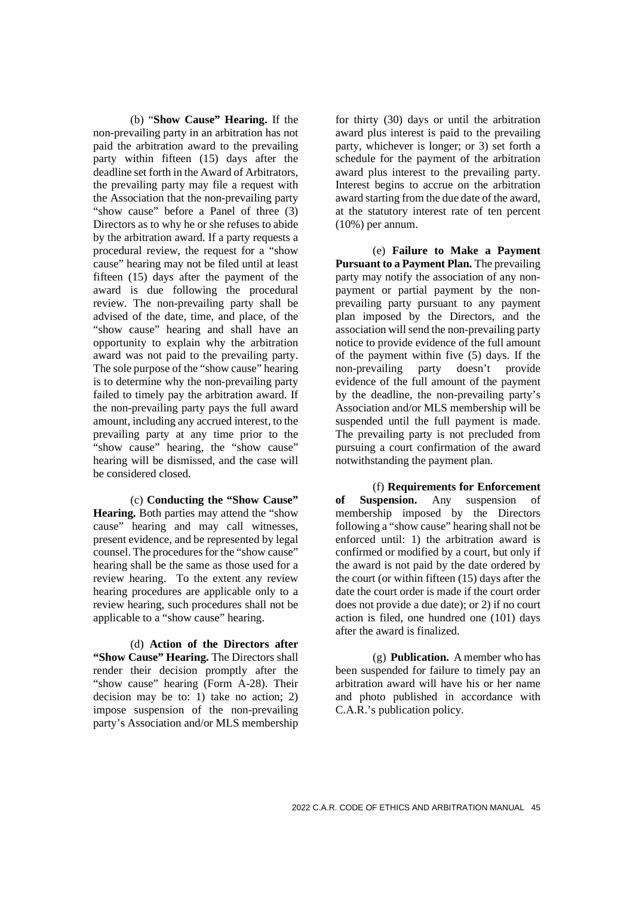(b) "**Show Cause" Hearing.** If the non-prevailing party in an arbitration has not paid the arbitration award to the prevailing party within fifteen (15) days after the deadline set forth in the Award of Arbitrators, the prevailing party may file a request with the Association that the non-prevailing party "show cause" before a Panel of three (3) Directors as to why he or she refuses to abide by the arbitration award. If a party requests a procedural review, the request for a "show cause" hearing may not be filed until at least fifteen (15) days after the payment of the award is due following the procedural review. The non-prevailing party shall be advised of the date, time, and place, of the "show cause" hearing and shall have an opportunity to explain why the arbitration award was not paid to the prevailing party. The sole purpose of the "show cause" hearing is to determine why the non-prevailing party failed to timely pay the arbitration award. If the non-prevailing party pays the full award amount, including any accrued interest, to the prevailing party at any time prior to the "show cause" hearing, the "show cause" hearing will be dismissed, and the case will be considered closed.

(c) **Conducting the "Show Cause" Hearing.** Both parties may attend the "show cause" hearing and may call witnesses, present evidence, and be represented by legal counsel. The procedures for the "show cause" hearing shall be the same as those used for a review hearing. To the extent any review hearing procedures are applicable only to a review hearing, such procedures shall not be applicable to a "show cause" hearing.

(d) **Action of the Directors after "Show Cause" Hearing.** The Directors shall render their decision promptly after the "show cause" hearing (Form A-28). Their decision may be to: 1) take no action; 2) impose suspension of the non-prevailing party's Association and/or MLS membership for thirty (30) days or until the arbitration award plus interest is paid to the prevailing party, whichever is longer; or 3) set forth a schedule for the payment of the arbitration award plus interest to the prevailing party. Interest begins to accrue on the arbitration award starting from the due date of the award, at the statutory interest rate of ten percent (10%) per annum.

(e) **Failure to Make a Payment Pursuant to a Payment Plan.** The prevailing party may notify the association of any non-payment or partial payment by the non-prevailing party pursuant to any payment plan imposed by the Directors, and the association will send the non-prevailing party notice to provide evidence of the full amount of the payment within five (5) days. If the non-prevailing party doesn't provide evidence of the full amount of the payment by the deadline, the non-prevailing party's Association and/or MLS membership will be suspended until the full payment is made. The prevailing party is not precluded from pursuing a court confirmation of the award notwithstanding the payment plan.

(f) **Requirements for Enforcement of Suspension.** Any suspension of membership imposed by the Directors following a "show cause" hearing shall not be enforced until: 1) the arbitration award is confirmed or modified by a court, but only if the award is not paid by the date ordered by the court (or within fifteen (15) days after the date the court order is made if the court order does not provide a due date); or 2) if no court action is filed, one hundred one (101) days after the award is finalized.

(g) **Publication.** A member who has been suspended for failure to timely pay an arbitration award will have his or her name and photo published in accordance with C.A.R.'s publication policy.